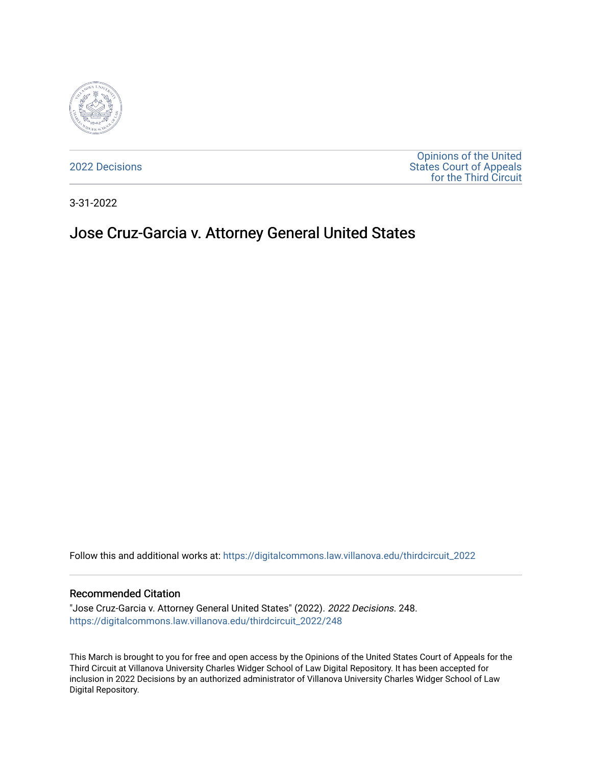2022 Decisions

Opinions of the United States Court of Appeals for the Third Circuit

3-31-2022

# Jose Cruz-Garcia v. Attorney General United States

Follow this and additional works at: https://digitalcommons.law.villanova.edu/thirdcircuit_2022

## Recommended Citation

"Jose Cruz-Garcia v. Attorney General United States" (2022). *2022 Decisions*. 248.
https://digitalcommons.law.villanova.edu/thirdcircuit_2022/248

This March is brought to you for free and open access by the Opinions of the United States Court of Appeals for the Third Circuit at Villanova University Charles Widger School of Law Digital Repository. It has been accepted for inclusion in 2022 Decisions by an authorized administrator of Villanova University Charles Widger School of Law Digital Repository.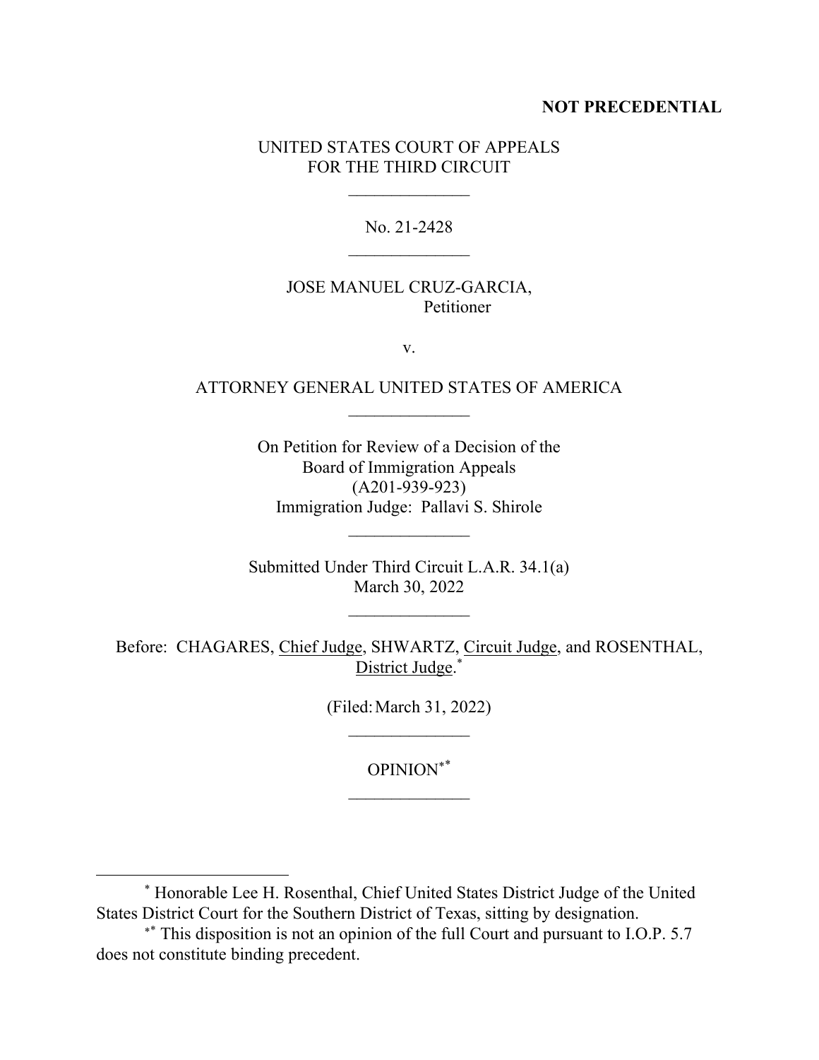**NOT PRECEDENTIAL**

UNITED STATES COURT OF APPEALS
FOR THE THIRD CIRCUIT

---

No. 21-2428

---

JOSE MANUEL CRUZ-GARCIA,
Petitioner

v.

ATTORNEY GENERAL UNITED STATES OF AMERICA

---

On Petition for Review of a Decision of the
Board of Immigration Appeals
(A201-939-923)
Immigration Judge: Pallavi S. Shirole

---

Submitted Under Third Circuit L.A.R. 34.1(a)
March 30, 2022

---

Before: CHAGARES, Chief Judge, SHWARTZ, Circuit Judge, and ROSENTHAL, District Judge.[*]

(Filed: March 31, 2022)

---

OPINION[**]

---

[*] Honorable Lee H. Rosenthal, Chief United States District Judge of the United States District Court for the Southern District of Texas, sitting by designation.

[**] This disposition is not an opinion of the full Court and pursuant to I.O.P. 5.7 does not constitute binding precedent.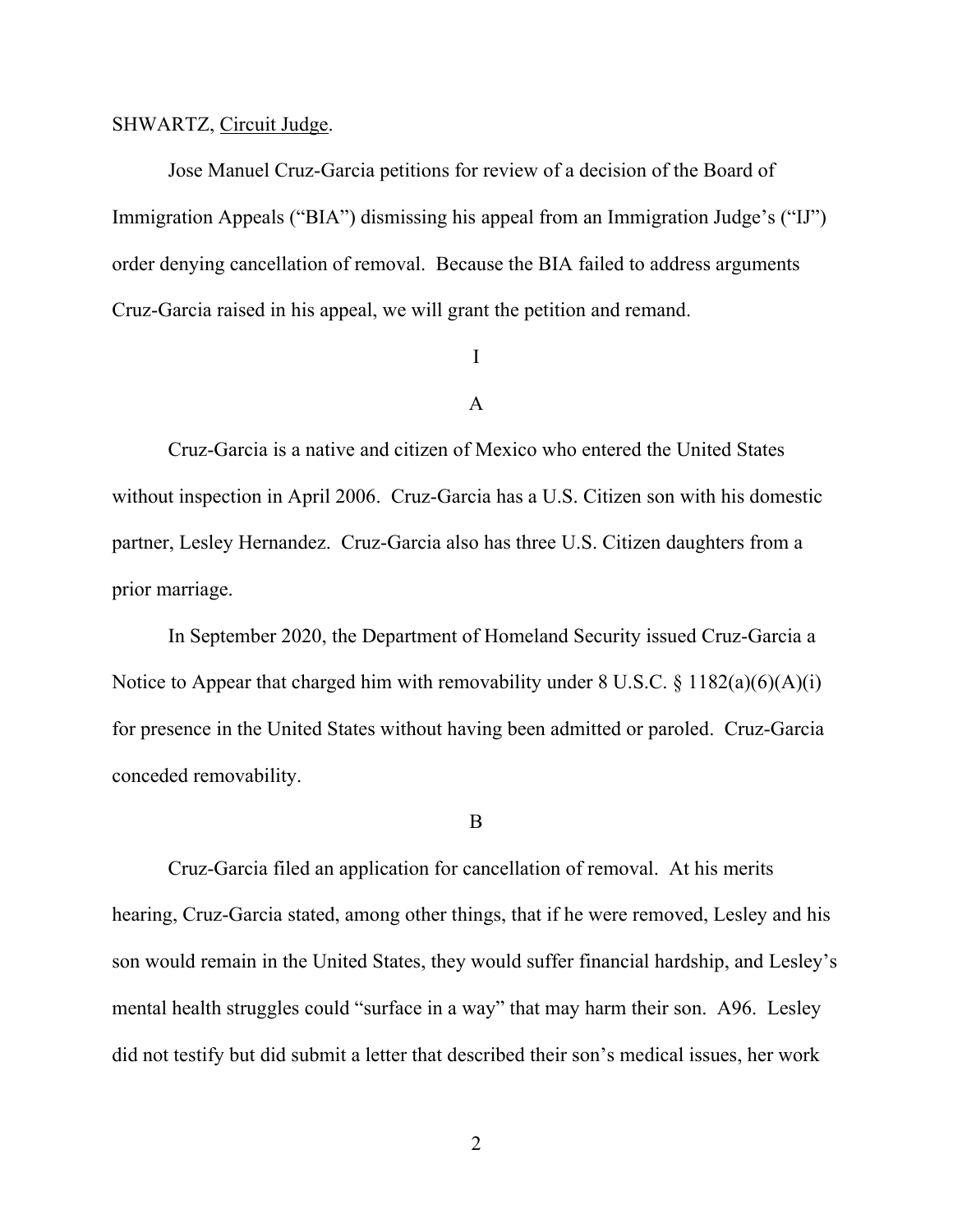SHWARTZ, Circuit Judge.

Jose Manuel Cruz-Garcia petitions for review of a decision of the Board of Immigration Appeals ("BIA") dismissing his appeal from an Immigration Judge's ("IJ") order denying cancellation of removal. Because the BIA failed to address arguments Cruz-Garcia raised in his appeal, we will grant the petition and remand.

# I

## A

Cruz-Garcia is a native and citizen of Mexico who entered the United States without inspection in April 2006. Cruz-Garcia has a U.S. Citizen son with his domestic partner, Lesley Hernandez. Cruz-Garcia also has three U.S. Citizen daughters from a prior marriage.

In September 2020, the Department of Homeland Security issued Cruz-Garcia a Notice to Appear that charged him with removability under 8 U.S.C. § 1182(a)(6)(A)(i) for presence in the United States without having been admitted or paroled. Cruz-Garcia conceded removability.

## B

Cruz-Garcia filed an application for cancellation of removal. At his merits hearing, Cruz-Garcia stated, among other things, that if he were removed, Lesley and his son would remain in the United States, they would suffer financial hardship, and Lesley's mental health struggles could "surface in a way" that may harm their son. A96. Lesley did not testify but did submit a letter that described their son's medical issues, her work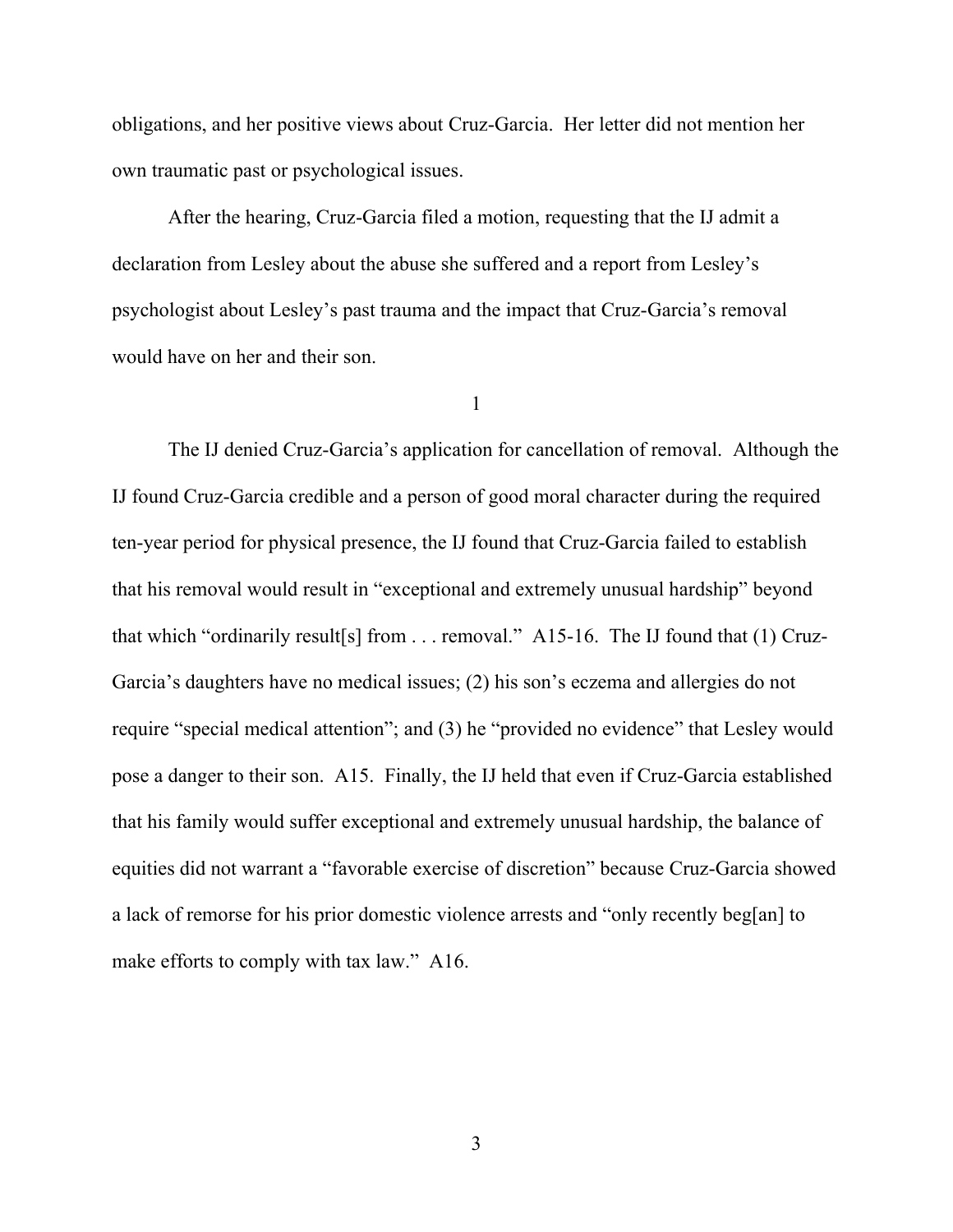obligations, and her positive views about Cruz-Garcia. Her letter did not mention her own traumatic past or psychological issues.

After the hearing, Cruz-Garcia filed a motion, requesting that the IJ admit a declaration from Lesley about the abuse she suffered and a report from Lesley's psychologist about Lesley's past trauma and the impact that Cruz-Garcia's removal would have on her and their son.

1

The IJ denied Cruz-Garcia's application for cancellation of removal. Although the IJ found Cruz-Garcia credible and a person of good moral character during the required ten-year period for physical presence, the IJ found that Cruz-Garcia failed to establish that his removal would result in "exceptional and extremely unusual hardship" beyond that which "ordinarily result[s] from . . . removal." A15-16. The IJ found that (1) Cruz-Garcia's daughters have no medical issues; (2) his son's eczema and allergies do not require "special medical attention"; and (3) he "provided no evidence" that Lesley would pose a danger to their son. A15. Finally, the IJ held that even if Cruz-Garcia established that his family would suffer exceptional and extremely unusual hardship, the balance of equities did not warrant a "favorable exercise of discretion" because Cruz-Garcia showed a lack of remorse for his prior domestic violence arrests and "only recently beg[an] to make efforts to comply with tax law." A16.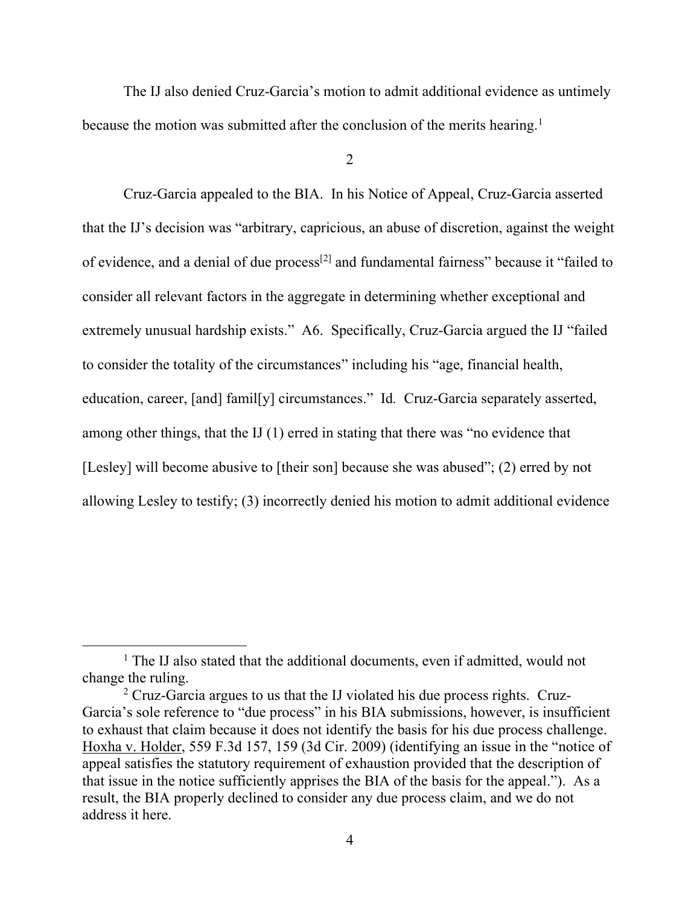The IJ also denied Cruz-Garcia's motion to admit additional evidence as untimely because the motion was submitted after the conclusion of the merits hearing.[1]

2

Cruz-Garcia appealed to the BIA. In his Notice of Appeal, Cruz-Garcia asserted that the IJ's decision was "arbitrary, capricious, an abuse of discretion, against the weight of evidence, and a denial of due process[2] and fundamental fairness" because it "failed to consider all relevant factors in the aggregate in determining whether exceptional and extremely unusual hardship exists." A6. Specifically, Cruz-Garcia argued the IJ "failed to consider the totality of the circumstances" including his "age, financial health, education, career, [and] famil[y] circumstances." *Id.* Cruz-Garcia separately asserted, among other things, that the IJ (1) erred in stating that there was "no evidence that [Lesley] will become abusive to [their son] because she was abused"; (2) erred by not allowing Lesley to testify; (3) incorrectly denied his motion to admit additional evidence

---

[1] The IJ also stated that the additional documents, even if admitted, would not change the ruling.

[2] Cruz-Garcia argues to us that the IJ violated his due process rights. Cruz-Garcia's sole reference to "due process" in his BIA submissions, however, is insufficient to exhaust that claim because it does not identify the basis for his due process challenge. Hoxha v. Holder, 559 F.3d 157, 159 (3d Cir. 2009) (identifying an issue in the "notice of appeal satisfies the statutory requirement of exhaustion provided that the description of that issue in the notice sufficiently apprises the BIA of the basis for the appeal."). As a result, the BIA properly declined to consider any due process claim, and we do not address it here.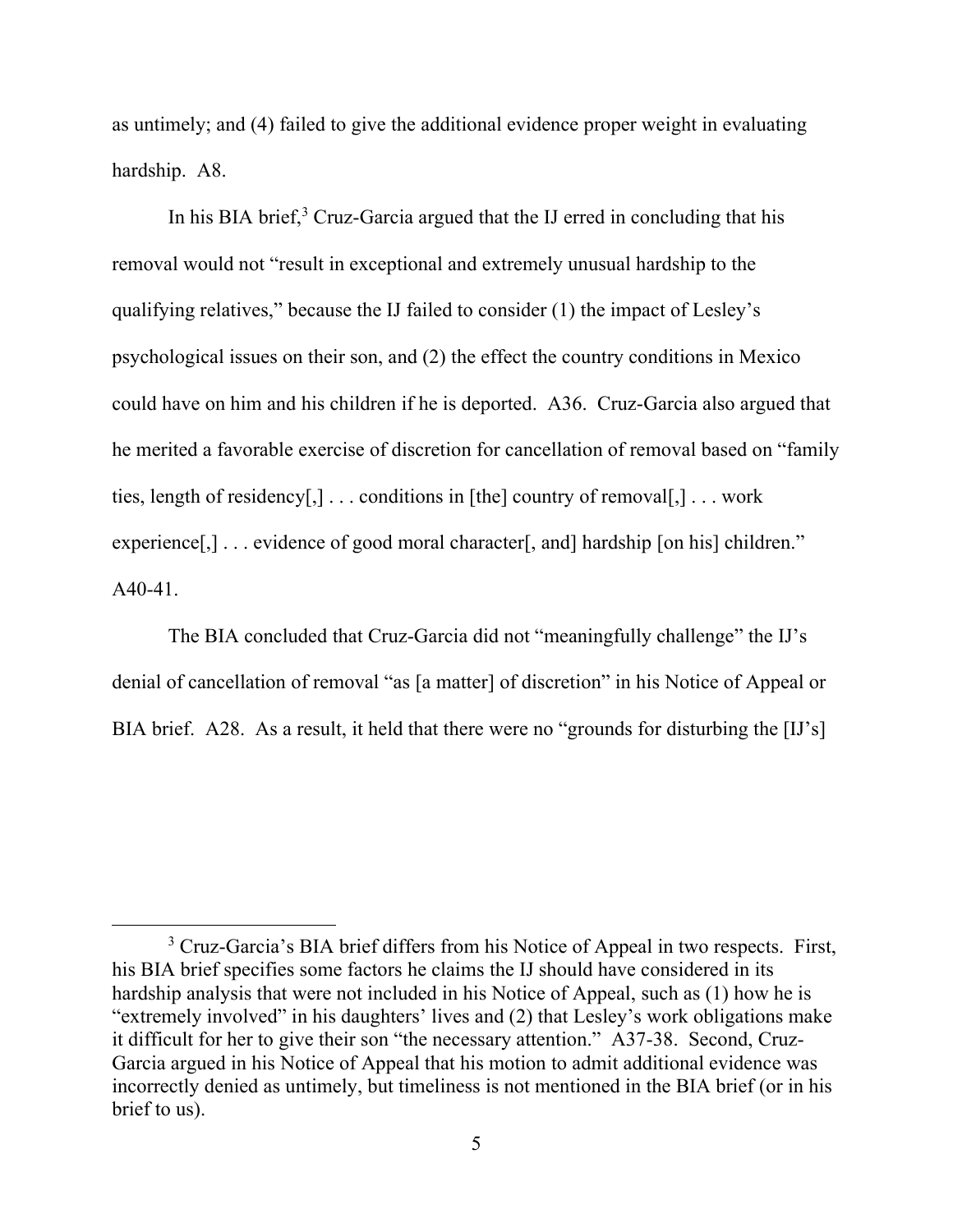as untimely; and (4) failed to give the additional evidence proper weight in evaluating hardship. A8.

In his BIA brief,[3] Cruz-Garcia argued that the IJ erred in concluding that his removal would not "result in exceptional and extremely unusual hardship to the qualifying relatives," because the IJ failed to consider (1) the impact of Lesley's psychological issues on their son, and (2) the effect the country conditions in Mexico could have on him and his children if he is deported. A36. Cruz-Garcia also argued that he merited a favorable exercise of discretion for cancellation of removal based on "family ties, length of residency[,] . . . conditions in [the] country of removal[,] . . . work experience[,] . . . evidence of good moral character[, and] hardship [on his] children." A40-41.

The BIA concluded that Cruz-Garcia did not "meaningfully challenge" the IJ's denial of cancellation of removal "as [a matter] of discretion" in his Notice of Appeal or BIA brief. A28. As a result, it held that there were no "grounds for disturbing the [IJ's]

[3] Cruz-Garcia's BIA brief differs from his Notice of Appeal in two respects. First, his BIA brief specifies some factors he claims the IJ should have considered in its hardship analysis that were not included in his Notice of Appeal, such as (1) how he is "extremely involved" in his daughters' lives and (2) that Lesley's work obligations make it difficult for her to give their son "the necessary attention." A37-38. Second, Cruz-Garcia argued in his Notice of Appeal that his motion to admit additional evidence was incorrectly denied as untimely, but timeliness is not mentioned in the BIA brief (or in his brief to us).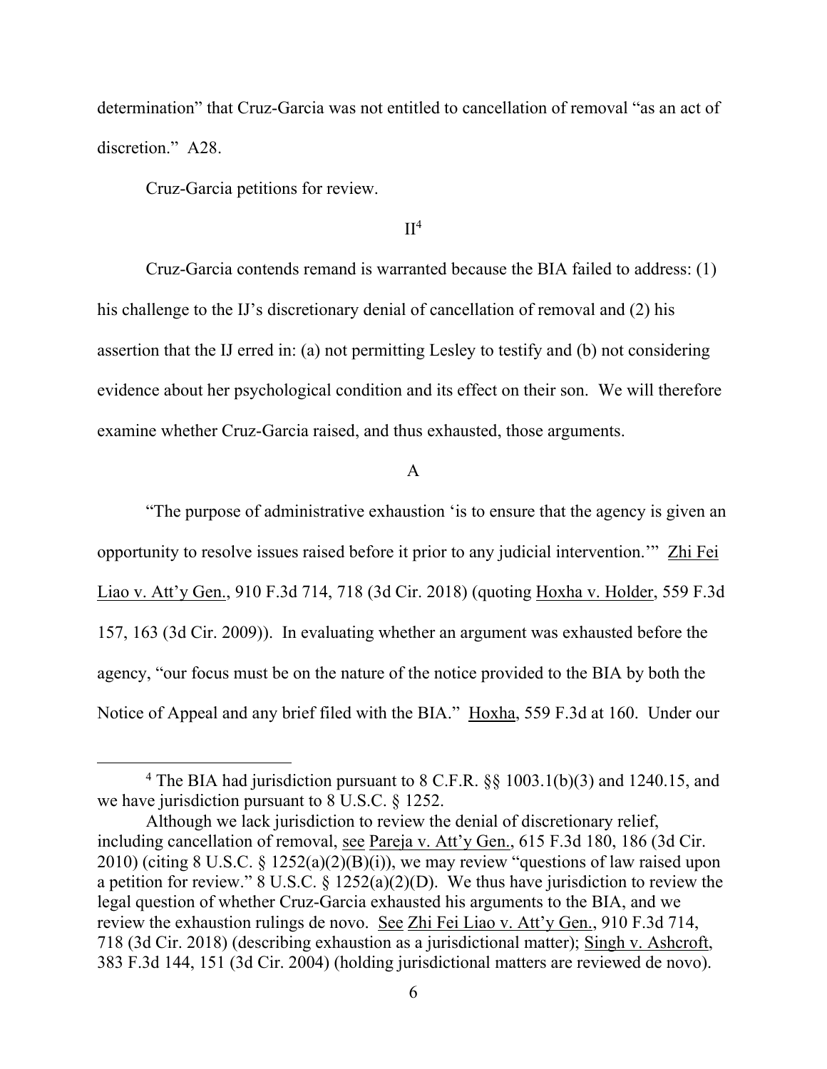determination" that Cruz-Garcia was not entitled to cancellation of removal "as an act of discretion." A28.

Cruz-Garcia petitions for review.

## II[4]

Cruz-Garcia contends remand is warranted because the BIA failed to address: (1) his challenge to the IJ's discretionary denial of cancellation of removal and (2) his assertion that the IJ erred in: (a) not permitting Lesley to testify and (b) not considering evidence about her psychological condition and its effect on their son. We will therefore examine whether Cruz-Garcia raised, and thus exhausted, those arguments.

### A

"The purpose of administrative exhaustion 'is to ensure that the agency is given an opportunity to resolve issues raised before it prior to any judicial intervention.'" Zhi Fei Liao v. Att'y Gen., 910 F.3d 714, 718 (3d Cir. 2018) (quoting Hoxha v. Holder, 559 F.3d 157, 163 (3d Cir. 2009)). In evaluating whether an argument was exhausted before the agency, "our focus must be on the nature of the notice provided to the BIA by both the Notice of Appeal and any brief filed with the BIA." Hoxha, 559 F.3d at 160. Under our

---

[4] The BIA had jurisdiction pursuant to 8 C.F.R. §§ 1003.1(b)(3) and 1240.15, and we have jurisdiction pursuant to 8 U.S.C. § 1252.

Although we lack jurisdiction to review the denial of discretionary relief, including cancellation of removal, see Pareja v. Att'y Gen., 615 F.3d 180, 186 (3d Cir. 2010) (citing 8 U.S.C. § 1252(a)(2)(B)(i)), we may review "questions of law raised upon a petition for review." 8 U.S.C. § 1252(a)(2)(D). We thus have jurisdiction to review the legal question of whether Cruz-Garcia exhausted his arguments to the BIA, and we review the exhaustion rulings de novo. See Zhi Fei Liao v. Att'y Gen., 910 F.3d 714, 718 (3d Cir. 2018) (describing exhaustion as a jurisdictional matter); Singh v. Ashcroft, 383 F.3d 144, 151 (3d Cir. 2004) (holding jurisdictional matters are reviewed de novo).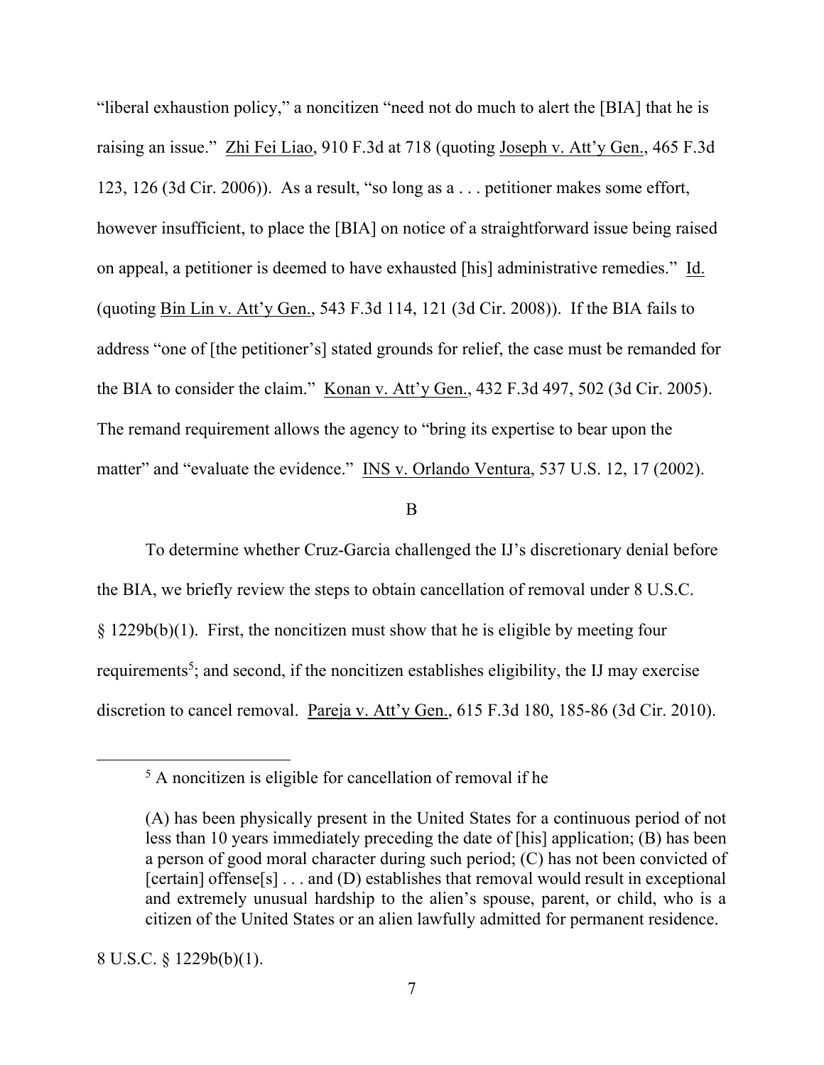"liberal exhaustion policy," a noncitizen "need not do much to alert the [BIA] that he is raising an issue." Zhi Fei Liao, 910 F.3d at 718 (quoting Joseph v. Att'y Gen., 465 F.3d 123, 126 (3d Cir. 2006)). As a result, "so long as a . . . petitioner makes some effort, however insufficient, to place the [BIA] on notice of a straightforward issue being raised on appeal, a petitioner is deemed to have exhausted [his] administrative remedies." Id. (quoting Bin Lin v. Att'y Gen., 543 F.3d 114, 121 (3d Cir. 2008)). If the BIA fails to address "one of [the petitioner's] stated grounds for relief, the case must be remanded for the BIA to consider the claim." Konan v. Att'y Gen., 432 F.3d 497, 502 (3d Cir. 2005). The remand requirement allows the agency to "bring its expertise to bear upon the matter" and "evaluate the evidence." INS v. Orlando Ventura, 537 U.S. 12, 17 (2002).

B

To determine whether Cruz-Garcia challenged the IJ's discretionary denial before the BIA, we briefly review the steps to obtain cancellation of removal under 8 U.S.C. § 1229b(b)(1). First, the noncitizen must show that he is eligible by meeting four requirements[5]; and second, if the noncitizen establishes eligibility, the IJ may exercise discretion to cancel removal. Pareja v. Att'y Gen., 615 F.3d 180, 185-86 (3d Cir. 2010).

---

[5] A noncitizen is eligible for cancellation of removal if he

> (A) has been physically present in the United States for a continuous period of not less than 10 years immediately preceding the date of [his] application; (B) has been a person of good moral character during such period; (C) has not been convicted of [certain] offense[s] . . . and (D) establishes that removal would result in exceptional and extremely unusual hardship to the alien's spouse, parent, or child, who is a citizen of the United States or an alien lawfully admitted for permanent residence.

8 U.S.C. § 1229b(b)(1).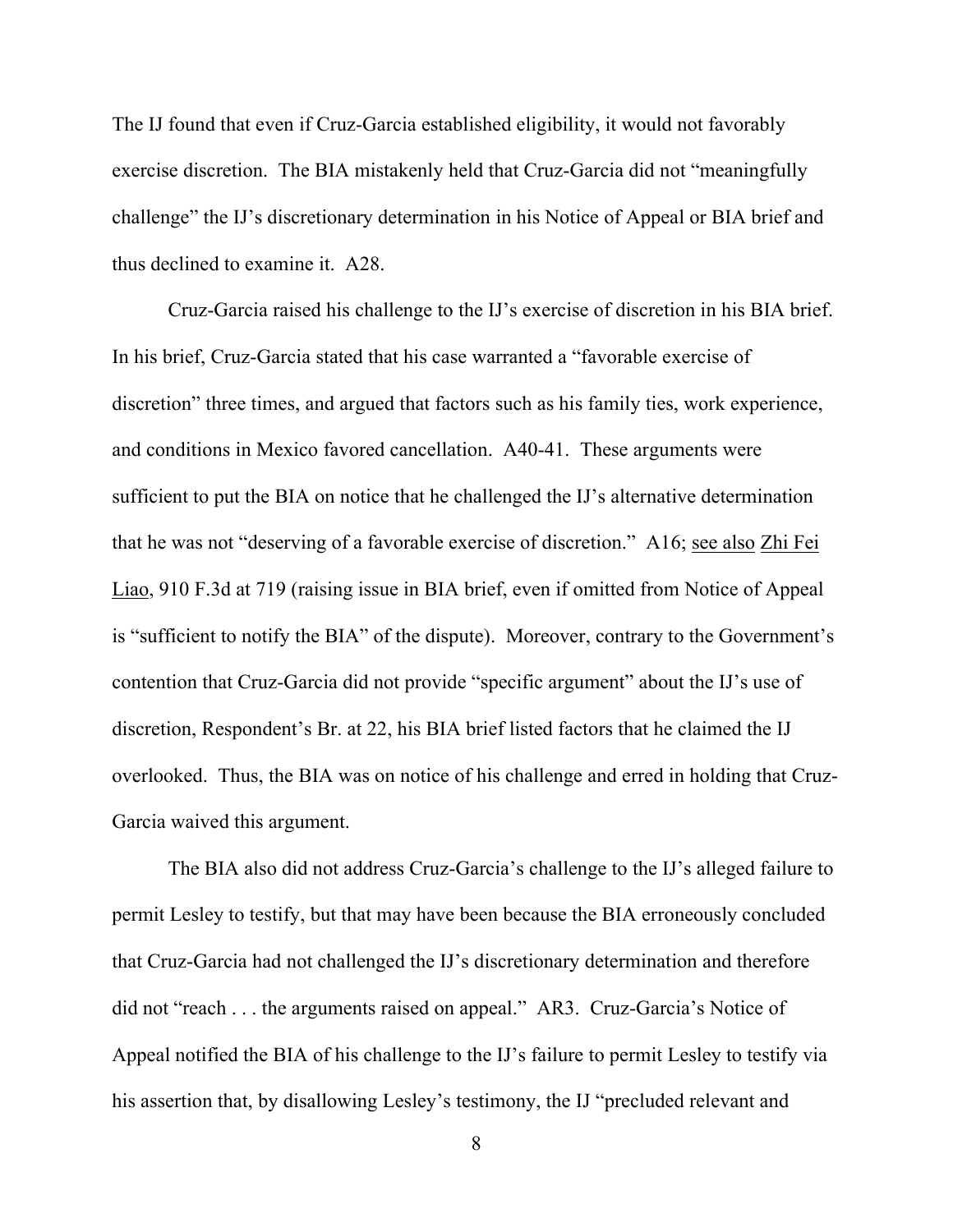The IJ found that even if Cruz-Garcia established eligibility, it would not favorably exercise discretion. The BIA mistakenly held that Cruz-Garcia did not "meaningfully challenge" the IJ's discretionary determination in his Notice of Appeal or BIA brief and thus declined to examine it. A28.

Cruz-Garcia raised his challenge to the IJ's exercise of discretion in his BIA brief. In his brief, Cruz-Garcia stated that his case warranted a "favorable exercise of discretion" three times, and argued that factors such as his family ties, work experience, and conditions in Mexico favored cancellation. A40-41. These arguments were sufficient to put the BIA on notice that he challenged the IJ's alternative determination that he was not "deserving of a favorable exercise of discretion." A16; see also Zhi Fei Liao, 910 F.3d at 719 (raising issue in BIA brief, even if omitted from Notice of Appeal is "sufficient to notify the BIA" of the dispute). Moreover, contrary to the Government's contention that Cruz-Garcia did not provide "specific argument" about the IJ's use of discretion, Respondent's Br. at 22, his BIA brief listed factors that he claimed the IJ overlooked. Thus, the BIA was on notice of his challenge and erred in holding that Cruz-Garcia waived this argument.

The BIA also did not address Cruz-Garcia's challenge to the IJ's alleged failure to permit Lesley to testify, but that may have been because the BIA erroneously concluded that Cruz-Garcia had not challenged the IJ's discretionary determination and therefore did not "reach . . . the arguments raised on appeal." AR3. Cruz-Garcia's Notice of Appeal notified the BIA of his challenge to the IJ's failure to permit Lesley to testify via his assertion that, by disallowing Lesley's testimony, the IJ "precluded relevant and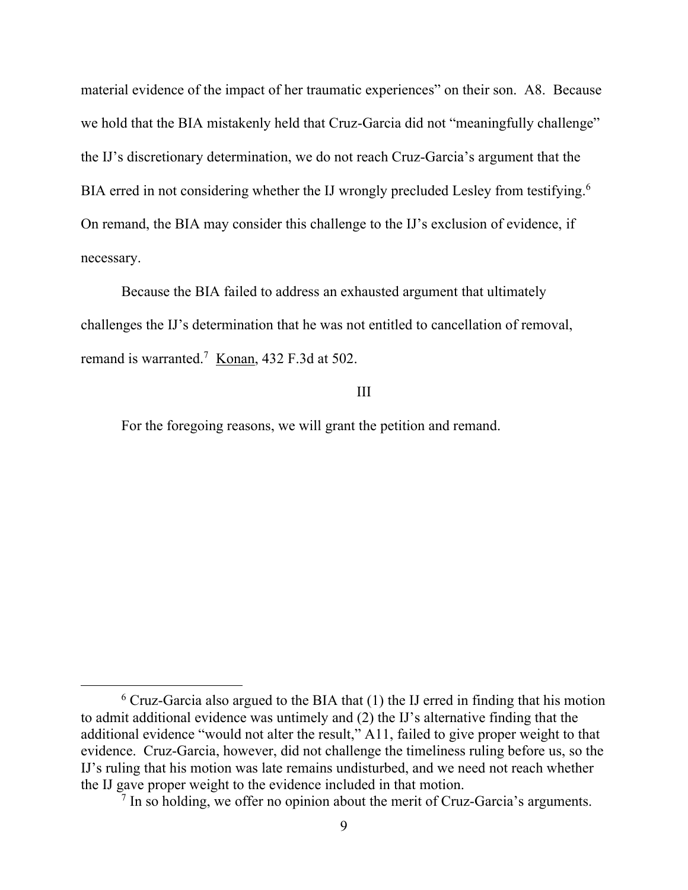material evidence of the impact of her traumatic experiences" on their son. A8. Because we hold that the BIA mistakenly held that Cruz-Garcia did not "meaningfully challenge" the IJ's discretionary determination, we do not reach Cruz-Garcia's argument that the BIA erred in not considering whether the IJ wrongly precluded Lesley from testifying.[6] On remand, the BIA may consider this challenge to the IJ's exclusion of evidence, if necessary.

Because the BIA failed to address an exhausted argument that ultimately challenges the IJ's determination that he was not entitled to cancellation of removal, remand is warranted.[7] Konan, 432 F.3d at 502.

III

For the foregoing reasons, we will grant the petition and remand.

[6] Cruz-Garcia also argued to the BIA that (1) the IJ erred in finding that his motion to admit additional evidence was untimely and (2) the IJ's alternative finding that the additional evidence "would not alter the result," A11, failed to give proper weight to that evidence. Cruz-Garcia, however, did not challenge the timeliness ruling before us, so the IJ's ruling that his motion was late remains undisturbed, and we need not reach whether the IJ gave proper weight to the evidence included in that motion.

[7] In so holding, we offer no opinion about the merit of Cruz-Garcia's arguments.